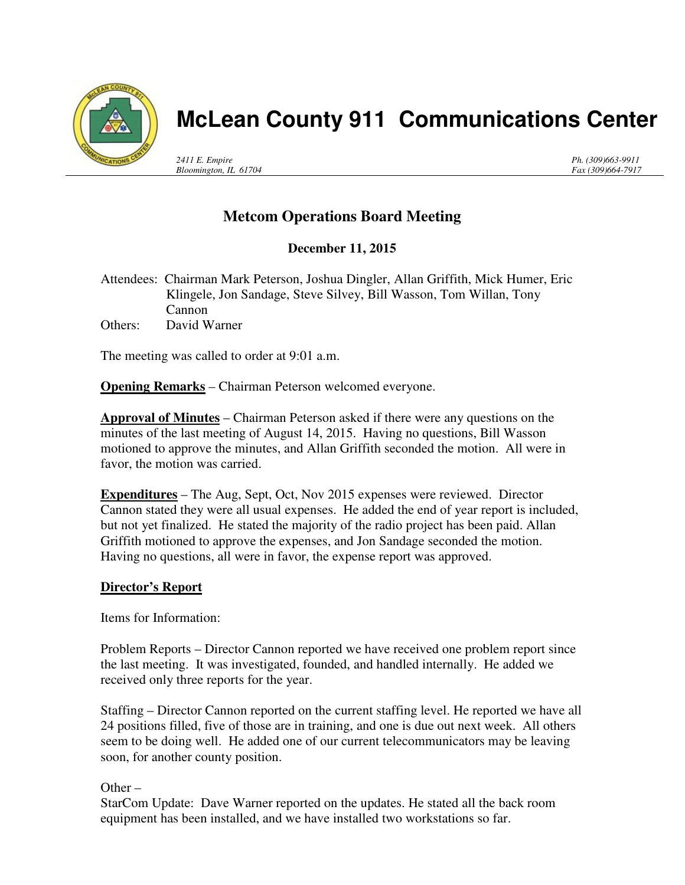# McLean County 911 Communications Center

*2411 E. Empire*
*Bloomington, IL 61704*

*Ph. (309)663-9911*
*Fax (309)664-7917*

## Metcom Operations Board Meeting

**December 11, 2015**

Attendees: Chairman Mark Peterson, Joshua Dingler, Allan Griffith, Mick Humer, Eric Klingele, Jon Sandage, Steve Silvey, Bill Wasson, Tom Willan, Tony Cannon

Others: David Warner

The meeting was called to order at 9:01 a.m.

**Opening Remarks** – Chairman Peterson welcomed everyone.

**Approval of Minutes** – Chairman Peterson asked if there were any questions on the minutes of the last meeting of August 14, 2015. Having no questions, Bill Wasson motioned to approve the minutes, and Allan Griffith seconded the motion. All were in favor, the motion was carried.

**Expenditures** – The Aug, Sept, Oct, Nov 2015 expenses were reviewed. Director Cannon stated they were all usual expenses. He added the end of year report is included, but not yet finalized. He stated the majority of the radio project has been paid. Allan Griffith motioned to approve the expenses, and Jon Sandage seconded the motion. Having no questions, all were in favor, the expense report was approved.

**Director's Report**

Items for Information:

Problem Reports – Director Cannon reported we have received one problem report since the last meeting. It was investigated, founded, and handled internally. He added we received only three reports for the year.

Staffing – Director Cannon reported on the current staffing level. He reported we have all 24 positions filled, five of those are in training, and one is due out next week. All others seem to be doing well. He added one of our current telecommunicators may be leaving soon, for another county position.

Other –
StarCom Update: Dave Warner reported on the updates. He stated all the back room equipment has been installed, and we have installed two workstations so far.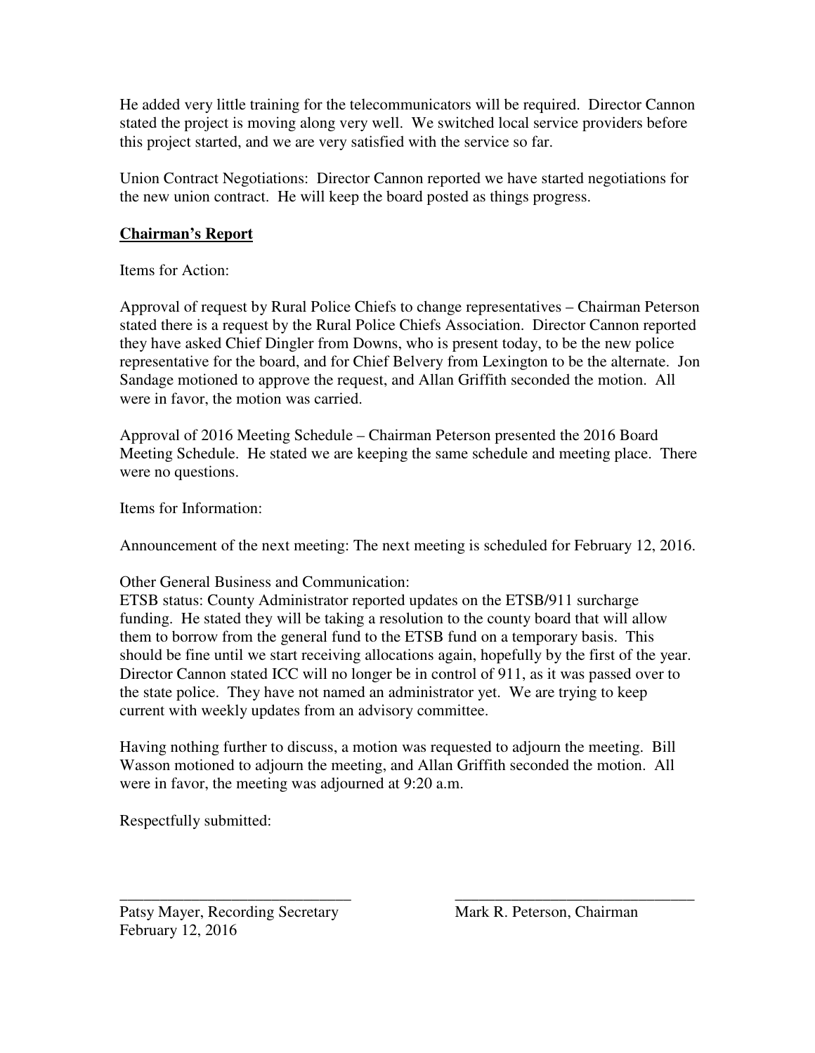He added very little training for the telecommunicators will be required. Director Cannon stated the project is moving along very well. We switched local service providers before this project started, and we are very satisfied with the service so far.

Union Contract Negotiations: Director Cannon reported we have started negotiations for the new union contract. He will keep the board posted as things progress.

**Chairman's Report**

Items for Action:

Approval of request by Rural Police Chiefs to change representatives – Chairman Peterson stated there is a request by the Rural Police Chiefs Association. Director Cannon reported they have asked Chief Dingler from Downs, who is present today, to be the new police representative for the board, and for Chief Belvery from Lexington to be the alternate. Jon Sandage motioned to approve the request, and Allan Griffith seconded the motion. All were in favor, the motion was carried.

Approval of 2016 Meeting Schedule – Chairman Peterson presented the 2016 Board Meeting Schedule. He stated we are keeping the same schedule and meeting place. There were no questions.

Items for Information:

Announcement of the next meeting: The next meeting is scheduled for February 12, 2016.

Other General Business and Communication:
ETSB status: County Administrator reported updates on the ETSB/911 surcharge funding. He stated they will be taking a resolution to the county board that will allow them to borrow from the general fund to the ETSB fund on a temporary basis. This should be fine until we start receiving allocations again, hopefully by the first of the year. Director Cannon stated ICC will no longer be in control of 911, as it was passed over to the state police. They have not named an administrator yet. We are trying to keep current with weekly updates from an advisory committee.

Having nothing further to discuss, a motion was requested to adjourn the meeting. Bill Wasson motioned to adjourn the meeting, and Allan Griffith seconded the motion. All were in favor, the meeting was adjourned at 9:20 a.m.

Respectfully submitted:

_____________________________ _____________________________

Patsy Mayer, Recording Secretary Mark R. Peterson, Chairman
February 12, 2016